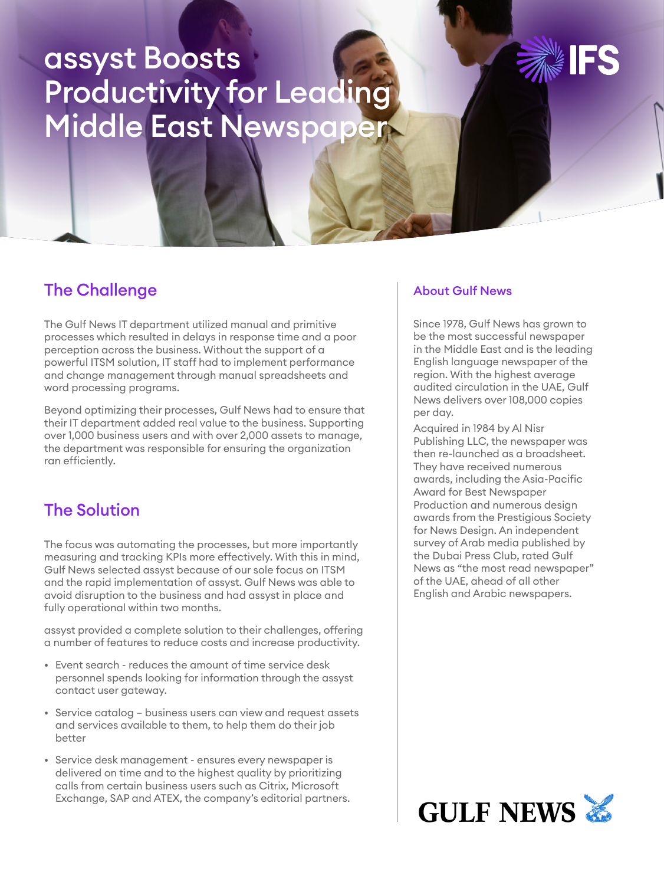# assyst Boosts Productivity for Leading Middle East Newspaper

## The Challenge

The Gulf News IT department utilized manual and primitive processes which resulted in delays in response time and a poor perception across the business. Without the support of a powerful ITSM solution, IT staff had to implement performance and change management through manual spreadsheets and word processing programs.

Beyond optimizing their processes, Gulf News had to ensure that their IT department added real value to the business. Supporting over 1,000 business users and with over 2,000 assets to manage, the department was responsible for ensuring the organization ran efficiently.

## The Solution

The focus was automating the processes, but more importantly measuring and tracking KPIs more effectively. With this in mind, Gulf News selected assyst because of our sole focus on ITSM and the rapid implementation of assyst. Gulf News was able to avoid disruption to the business and had assyst in place and fully operational within two months.

assyst provided a complete solution to their challenges, offering a number of features to reduce costs and increase productivity.

- Event search - reduces the amount of time service desk personnel spends looking for information through the assyst contact user gateway.
- Service catalog – business users can view and request assets and services available to them, to help them do their job better
- Service desk management - ensures every newspaper is delivered on time and to the highest quality by prioritizing calls from certain business users such as Citrix, Microsoft Exchange, SAP and ATEX, the company's editorial partners.

### About Gulf News

Since 1978, Gulf News has grown to be the most successful newspaper in the Middle East and is the leading English language newspaper of the region. With the highest average audited circulation in the UAE, Gulf News delivers over 108,000 copies per day.

Acquired in 1984 by Al Nisr Publishing LLC, the newspaper was then re-launched as a broadsheet. They have received numerous awards, including the Asia-Pacific Award for Best Newspaper Production and numerous design awards from the Prestigious Society for News Design. An independent survey of Arab media published by the Dubai Press Club, rated Gulf News as "the most read newspaper" of the UAE, ahead of all other English and Arabic newspapers.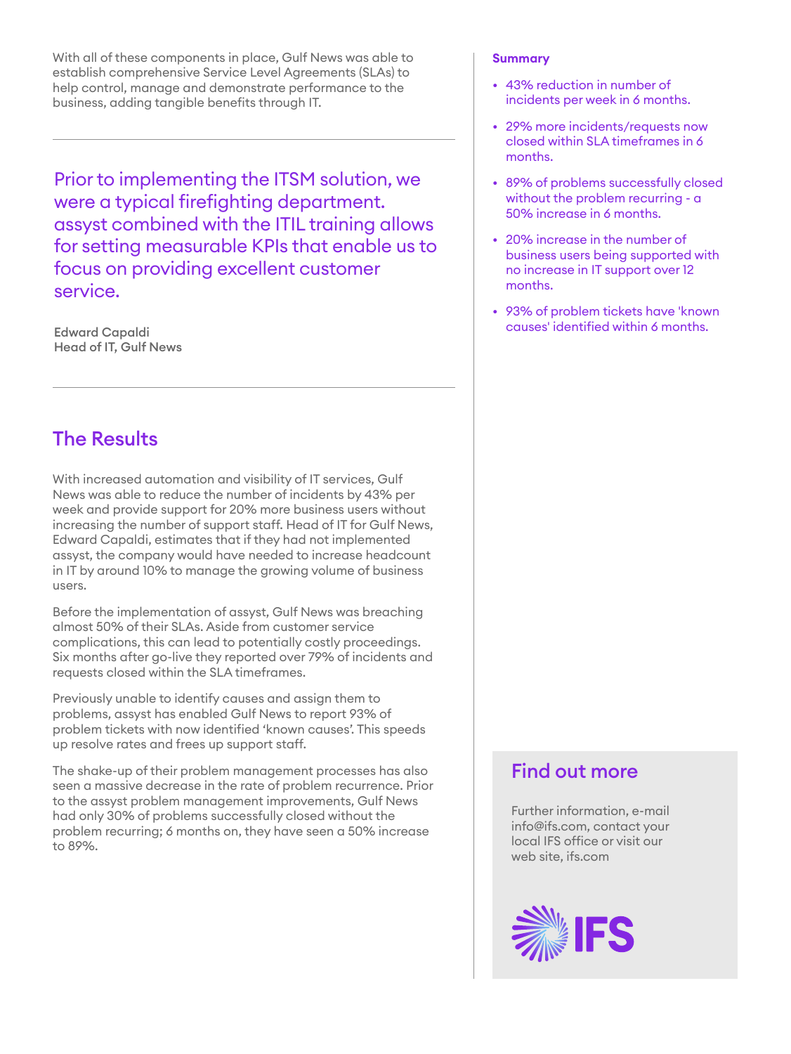With all of these components in place, Gulf News was able to establish comprehensive Service Level Agreements (SLAs) to help control, manage and demonstrate performance to the business, adding tangible benefits through IT.

Prior to implementing the ITSM solution, we were a typical firefighting department. assyst combined with the ITIL training allows for setting measurable KPIs that enable us to focus on providing excellent customer service.

**Edward Capaldi**
**Head of IT, Gulf News**

## The Results

With increased automation and visibility of IT services, Gulf News was able to reduce the number of incidents by 43% per week and provide support for 20% more business users without increasing the number of support staff. Head of IT for Gulf News, Edward Capaldi, estimates that if they had not implemented assyst, the company would have needed to increase headcount in IT by around 10% to manage the growing volume of business users.

Before the implementation of assyst, Gulf News was breaching almost 50% of their SLAs. Aside from customer service complications, this can lead to potentially costly proceedings. Six months after go-live they reported over 79% of incidents and requests closed within the SLA timeframes.

Previously unable to identify causes and assign them to problems, assyst has enabled Gulf News to report 93% of problem tickets with now identified 'known causes'. This speeds up resolve rates and frees up support staff.

The shake-up of their problem management processes has also seen a massive decrease in the rate of problem recurrence. Prior to the assyst problem management improvements, Gulf News had only 30% of problems successfully closed without the problem recurring; 6 months on, they have seen a 50% increase to 89%.

### Summary

- 43% reduction in number of incidents per week in 6 months.
- 29% more incidents/requests now closed within SLA timeframes in 6 months.
- 89% of problems successfully closed without the problem recurring - a 50% increase in 6 months.
- 20% increase in the number of business users being supported with no increase in IT support over 12 months.
- 93% of problem tickets have 'known causes' identified within 6 months.

## Find out more

Further information, e-mail info@ifs.com, contact your local IFS office or visit our web site, ifs.com

IFS